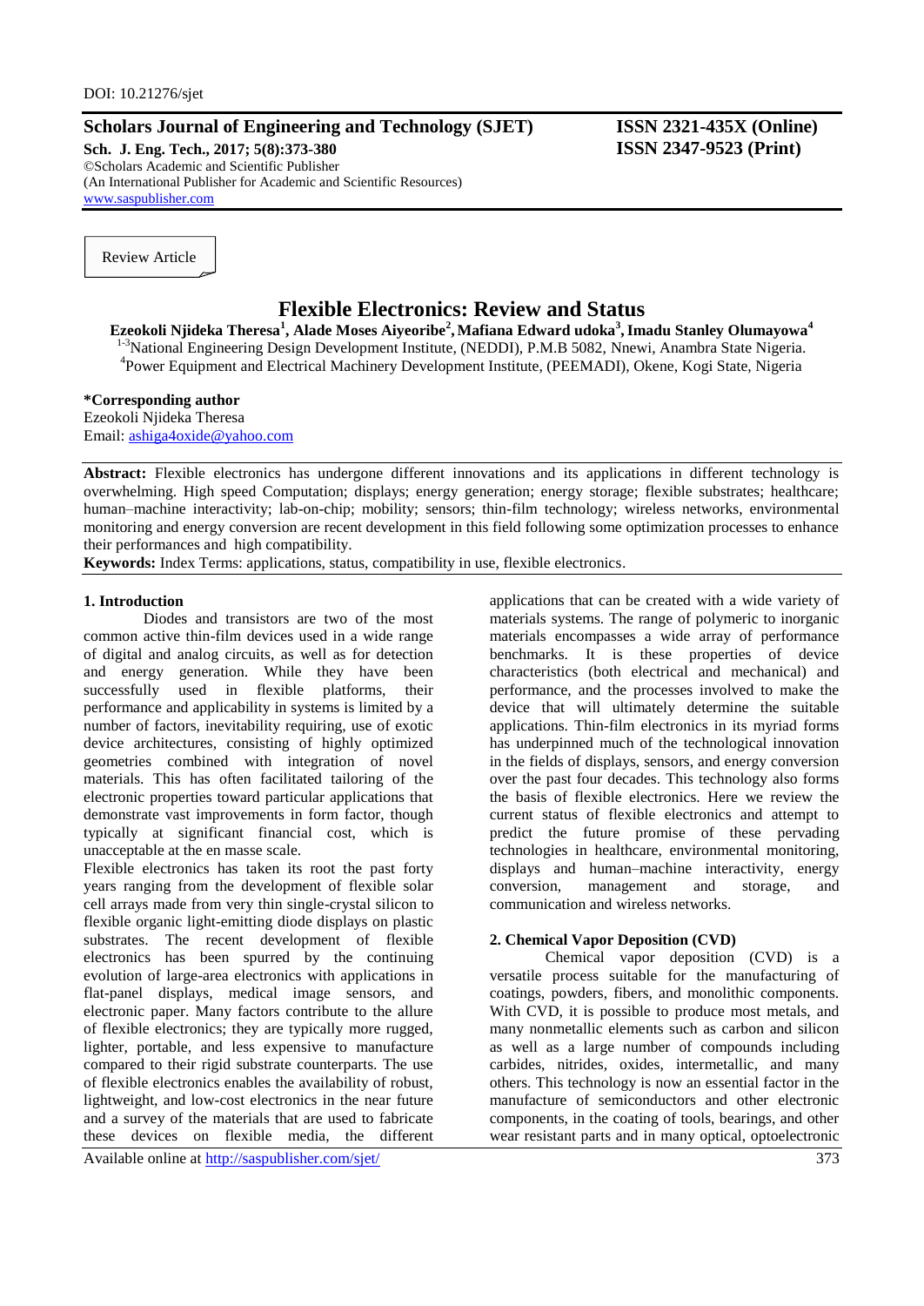DOI: 10.21276/sjet

**Scholars Journal of Engineering and Technology (SJET)** **ISSN 2321-435X (Online)**
**Sch. J. Eng. Tech., 2017; 5(8):373-380** **ISSN 2347-9523 (Print)**
©Scholars Academic and Scientific Publisher
(An International Publisher for Academic and Scientific Resources)
www.saspublisher.com

Review Article

# Flexible Electronics: Review and Status

**Ezeokoli Njideka Theresa[1], Alade Moses Aiyeoribe[2], Mafiana Edward udoka[3], Imadu Stanley Olumayowa[4]**

[1-3]National Engineering Design Development Institute, (NEDDI), P.M.B 5082, Nnewi, Anambra State Nigeria.
[4]Power Equipment and Electrical Machinery Development Institute, (PEEMADI), Okene, Kogi State, Nigeria

**\*Corresponding author**
Ezeokoli Njideka Theresa
Email: ashiga4oxide@yahoo.com

**Abstract:** Flexible electronics has undergone different innovations and its applications in different technology is overwhelming. High speed Computation; displays; energy generation; energy storage; flexible substrates; healthcare; human–machine interactivity; lab-on-chip; mobility; sensors; thin-film technology; wireless networks, environmental monitoring and energy conversion are recent development in this field following some optimization processes to enhance their performances and high compatibility.

**Keywords:** Index Terms: applications, status, compatibility in use, flexible electronics.

## 1. Introduction

Diodes and transistors are two of the most common active thin-film devices used in a wide range of digital and analog circuits, as well as for detection and energy generation. While they have been successfully used in flexible platforms, their performance and applicability in systems is limited by a number of factors, inevitability requiring, use of exotic device architectures, consisting of highly optimized geometries combined with integration of novel materials. This has often facilitated tailoring of the electronic properties toward particular applications that demonstrate vast improvements in form factor, though typically at significant financial cost, which is unacceptable at the en masse scale.

Flexible electronics has taken its root the past forty years ranging from the development of flexible solar cell arrays made from very thin single-crystal silicon to flexible organic light-emitting diode displays on plastic substrates. The recent development of flexible electronics has been spurred by the continuing evolution of large-area electronics with applications in flat-panel displays, medical image sensors, and electronic paper. Many factors contribute to the allure of flexible electronics; they are typically more rugged, lighter, portable, and less expensive to manufacture compared to their rigid substrate counterparts. The use of flexible electronics enables the availability of robust, lightweight, and low-cost electronics in the near future and a survey of the materials that are used to fabricate these devices on flexible media, the different applications that can be created with a wide variety of materials systems. The range of polymeric to inorganic materials encompasses a wide array of performance benchmarks. It is these properties of device characteristics (both electrical and mechanical) and performance, and the processes involved to make the device that will ultimately determine the suitable applications. Thin-film electronics in its myriad forms has underpinned much of the technological innovation in the fields of displays, sensors, and energy conversion over the past four decades. This technology also forms the basis of flexible electronics. Here we review the current status of flexible electronics and attempt to predict the future promise of these pervading technologies in healthcare, environmental monitoring, displays and human–machine interactivity, energy conversion, management and storage, and communication and wireless networks.

## 2. Chemical Vapor Deposition (CVD)

Chemical vapor deposition (CVD) is a versatile process suitable for the manufacturing of coatings, powders, fibers, and monolithic components. With CVD, it is possible to produce most metals, and many nonmetallic elements such as carbon and silicon as well as a large number of compounds including carbides, nitrides, oxides, intermetallic, and many others. This technology is now an essential factor in the manufacture of semiconductors and other electronic components, in the coating of tools, bearings, and other wear resistant parts and in many optical, optoelectronic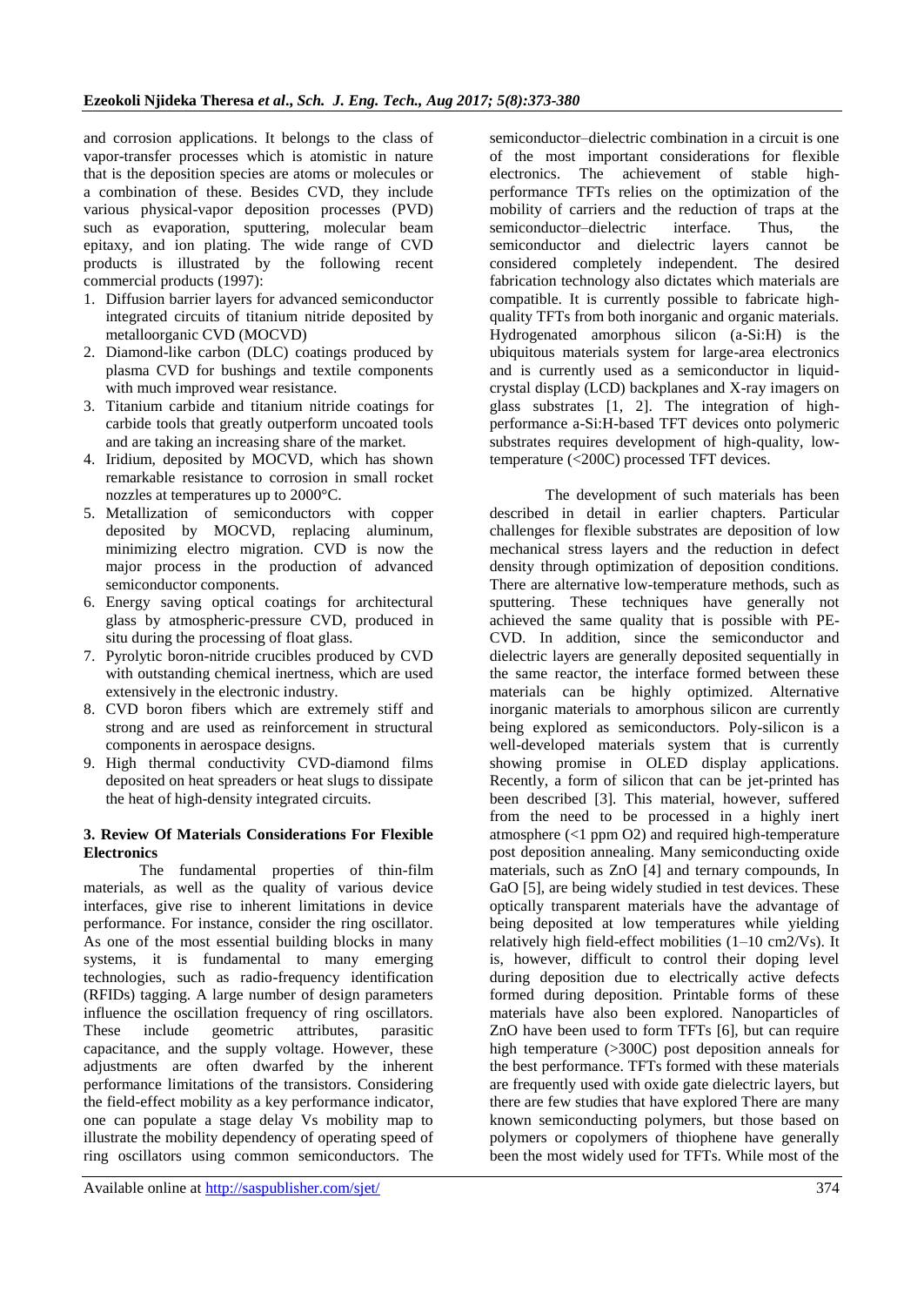and corrosion applications. It belongs to the class of vapor-transfer processes which is atomistic in nature that is the deposition species are atoms or molecules or a combination of these. Besides CVD, they include various physical-vapor deposition processes (PVD) such as evaporation, sputtering, molecular beam epitaxy, and ion plating. The wide range of CVD products is illustrated by the following recent commercial products (1997):

1. Diffusion barrier layers for advanced semiconductor integrated circuits of titanium nitride deposited by metalloorganic CVD (MOCVD)
2. Diamond-like carbon (DLC) coatings produced by plasma CVD for bushings and textile components with much improved wear resistance.
3. Titanium carbide and titanium nitride coatings for carbide tools that greatly outperform uncoated tools and are taking an increasing share of the market.
4. Iridium, deposited by MOCVD, which has shown remarkable resistance to corrosion in small rocket nozzles at temperatures up to 2000°C.
5. Metallization of semiconductors with copper deposited by MOCVD, replacing aluminum, minimizing electro migration. CVD is now the major process in the production of advanced semiconductor components.
6. Energy saving optical coatings for architectural glass by atmospheric-pressure CVD, produced in situ during the processing of float glass.
7. Pyrolytic boron-nitride crucibles produced by CVD with outstanding chemical inertness, which are used extensively in the electronic industry.
8. CVD boron fibers which are extremely stiff and strong and are used as reinforcement in structural components in aerospace designs.
9. High thermal conductivity CVD-diamond films deposited on heat spreaders or heat slugs to dissipate the heat of high-density integrated circuits.

### 3. Review Of Materials Considerations For Flexible Electronics

The fundamental properties of thin-film materials, as well as the quality of various device interfaces, give rise to inherent limitations in device performance. For instance, consider the ring oscillator. As one of the most essential building blocks in many systems, it is fundamental to many emerging technologies, such as radio-frequency identification (RFIDs) tagging. A large number of design parameters influence the oscillation frequency of ring oscillators. These include geometric attributes, parasitic capacitance, and the supply voltage. However, these adjustments are often dwarfed by the inherent performance limitations of the transistors. Considering the field-effect mobility as a key performance indicator, one can populate a stage delay Vs mobility map to illustrate the mobility dependency of operating speed of ring oscillators using common semiconductors. The semiconductor–dielectric combination in a circuit is one of the most important considerations for flexible electronics. The achievement of stable high-performance TFTs relies on the optimization of the mobility of carriers and the reduction of traps at the semiconductor–dielectric interface. Thus, the semiconductor and dielectric layers cannot be considered completely independent. The desired fabrication technology also dictates which materials are compatible. It is currently possible to fabricate high-quality TFTs from both inorganic and organic materials. Hydrogenated amorphous silicon (a-Si:H) is the ubiquitous materials system for large-area electronics and is currently used as a semiconductor in liquid-crystal display (LCD) backplanes and X-ray imagers on glass substrates [1, 2]. The integration of high-performance a-Si:H-based TFT devices onto polymeric substrates requires development of high-quality, low-temperature (<200C) processed TFT devices.

The development of such materials has been described in detail in earlier chapters. Particular challenges for flexible substrates are deposition of low mechanical stress layers and the reduction in defect density through optimization of deposition conditions. There are alternative low-temperature methods, such as sputtering. These techniques have generally not achieved the same quality that is possible with PE-CVD. In addition, since the semiconductor and dielectric layers are generally deposited sequentially in the same reactor, the interface formed between these materials can be highly optimized. Alternative inorganic materials to amorphous silicon are currently being explored as semiconductors. Poly-silicon is a well-developed materials system that is currently showing promise in OLED display applications. Recently, a form of silicon that can be jet-printed has been described [3]. This material, however, suffered from the need to be processed in a highly inert atmosphere (<1 ppm $O_2$) and required high-temperature post deposition annealing. Many semiconducting oxide materials, such as ZnO [4] and ternary compounds, In GaO [5], are being widely studied in test devices. These optically transparent materials have the advantage of being deposited at low temperatures while yielding relatively high field-effect mobilities (1–10 cm2/Vs). It is, however, difficult to control their doping level during deposition due to electrically active defects formed during deposition. Printable forms of these materials have also been explored. Nanoparticles of ZnO have been used to form TFTs [6], but can require high temperature (>300C) post deposition anneals for the best performance. TFTs formed with these materials are frequently used with oxide gate dielectric layers, but there are few studies that have explored There are many known semiconducting polymers, but those based on polymers or copolymers of thiophene have generally been the most widely used for TFTs. While most of the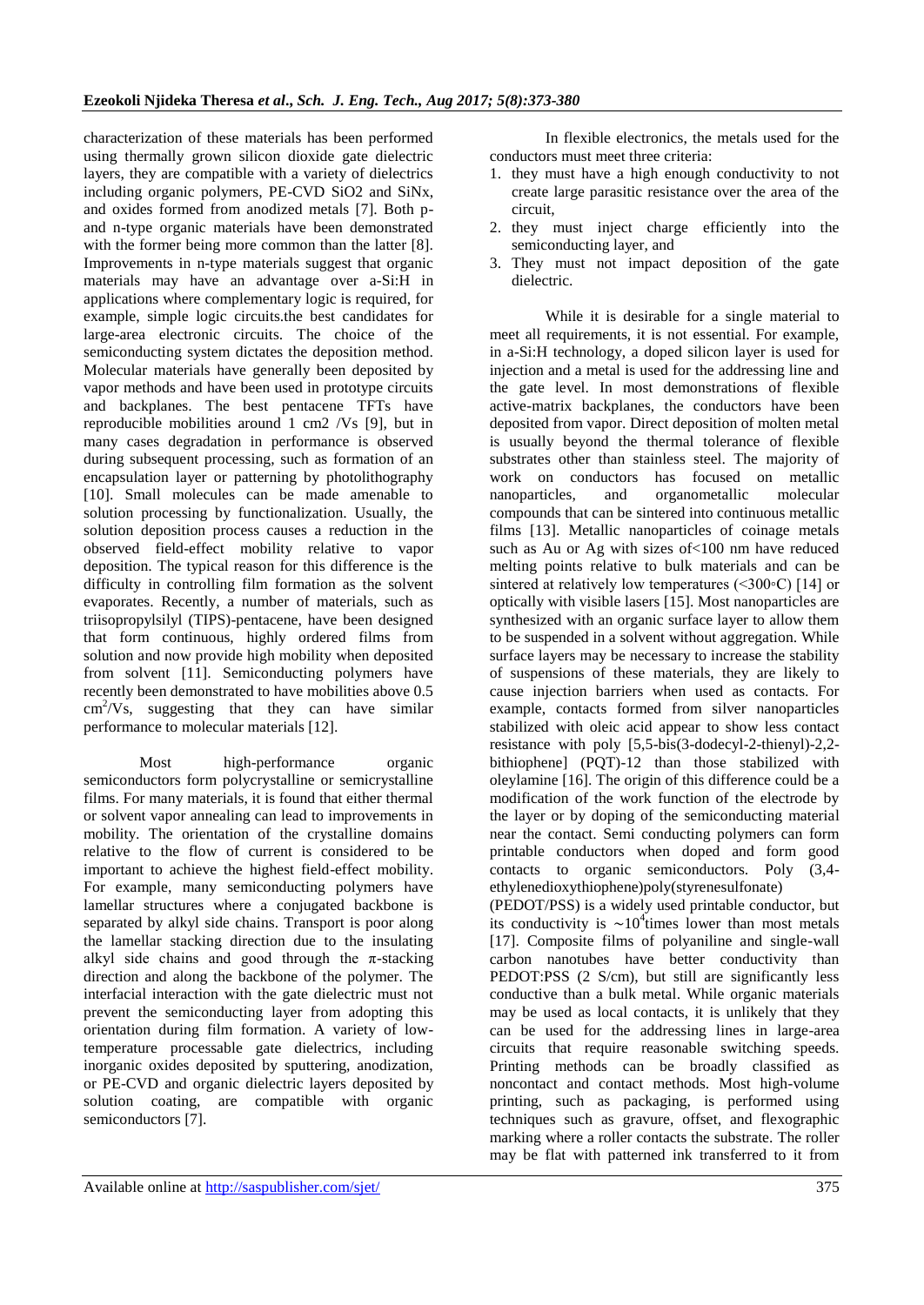characterization of these materials has been performed using thermally grown silicon dioxide gate dielectric layers, they are compatible with a variety of dielectrics including organic polymers, PE-CVD $SiO_2$ and $SiN_x$, and oxides formed from anodized metals [7]. Both p- and n-type organic materials have been demonstrated with the former being more common than the latter [8]. Improvements in n-type materials suggest that organic materials may have an advantage over a-Si:H in applications where complementary logic is required, for example, simple logic circuits.the best candidates for large-area electronic circuits. The choice of the semiconducting system dictates the deposition method. Molecular materials have generally been deposited by vapor methods and have been used in prototype circuits and backplanes. The best pentacene TFTs have reproducible mobilities around 1 cm2 /Vs [9], but in many cases degradation in performance is observed during subsequent processing, such as formation of an encapsulation layer or patterning by photolithography [10]. Small molecules can be made amenable to solution processing by functionalization. Usually, the solution deposition process causes a reduction in the observed field-effect mobility relative to vapor deposition. The typical reason for this difference is the difficulty in controlling film formation as the solvent evaporates. Recently, a number of materials, such as triisopropylsilyl (TIPS)-pentacene, have been designed that form continuous, highly ordered films from solution and now provide high mobility when deposited from solvent [11]. Semiconducting polymers have recently been demonstrated to have mobilities above 0.5 $cm^2/Vs$, suggesting that they can have similar performance to molecular materials [12].

Most high-performance organic semiconductors form polycrystalline or semicrystalline films. For many materials, it is found that either thermal or solvent vapor annealing can lead to improvements in mobility. The orientation of the crystalline domains relative to the flow of current is considered to be important to achieve the highest field-effect mobility. For example, many semiconducting polymers have lamellar structures where a conjugated backbone is separated by alkyl side chains. Transport is poor along the lamellar stacking direction due to the insulating alkyl side chains and good through the π-stacking direction and along the backbone of the polymer. The interfacial interaction with the gate dielectric must not prevent the semiconducting layer from adopting this orientation during film formation. A variety of low-temperature processable gate dielectrics, including inorganic oxides deposited by sputtering, anodization, or PE-CVD and organic dielectric layers deposited by solution coating, are compatible with organic semiconductors [7].

In flexible electronics, the metals used for the conductors must meet three criteria:

1. they must have a high enough conductivity to not create large parasitic resistance over the area of the circuit,
2. they must inject charge efficiently into the semiconducting layer, and
3. They must not impact deposition of the gate dielectric.

While it is desirable for a single material to meet all requirements, it is not essential. For example, in a-Si:H technology, a doped silicon layer is used for injection and a metal is used for the addressing line and the gate level. In most demonstrations of flexible active-matrix backplanes, the conductors have been deposited from vapor. Direct deposition of molten metal is usually beyond the thermal tolerance of flexible substrates other than stainless steel. The majority of work on conductors has focused on metallic nanoparticles, and organometallic molecular compounds that can be sintered into continuous metallic films [13]. Metallic nanoparticles of coinage metals such as Au or Ag with sizes of<100 nm have reduced melting points relative to bulk materials and can be sintered at relatively low temperatures (<300◦C) [14] or optically with visible lasers [15]. Most nanoparticles are synthesized with an organic surface layer to allow them to be suspended in a solvent without aggregation. While surface layers may be necessary to increase the stability of suspensions of these materials, they are likely to cause injection barriers when used as contacts. For example, contacts formed from silver nanoparticles stabilized with oleic acid appear to show less contact resistance with poly [5,5-bis(3-dodecyl-2-thienyl)-2,2-bithiophene] (PQT)-12 than those stabilized with oleylamine [16]. The origin of this difference could be a modification of the work function of the electrode by the layer or by doping of the semiconducting material near the contact. Semi conducting polymers can form printable conductors when doped and form good contacts to organic semiconductors. Poly (3,4-ethylenedioxythiophene)poly(styrenesulfonate) (PEDOT/PSS) is a widely used printable conductor, but its conductivity is $\sim 10^4$times lower than most metals [17]. Composite films of polyaniline and single-wall carbon nanotubes have better conductivity than PEDOT:PSS (2 S/cm), but still are significantly less conductive than a bulk metal. While organic materials may be used as local contacts, it is unlikely that they can be used for the addressing lines in large-area circuits that require reasonable switching speeds. Printing methods can be broadly classified as noncontact and contact methods. Most high-volume printing, such as packaging, is performed using techniques such as gravure, offset, and flexographic marking where a roller contacts the substrate. The roller may be flat with patterned ink transferred to it from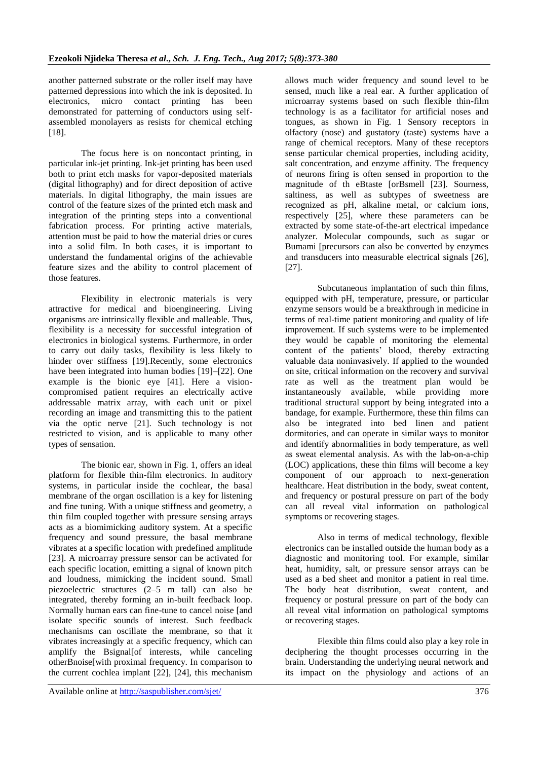another patterned substrate or the roller itself may have patterned depressions into which the ink is deposited. In electronics, micro contact printing has been demonstrated for patterning of conductors using self-assembled monolayers as resists for chemical etching [18].

The focus here is on noncontact printing, in particular ink-jet printing. Ink-jet printing has been used both to print etch masks for vapor-deposited materials (digital lithography) and for direct deposition of active materials. In digital lithography, the main issues are control of the feature sizes of the printed etch mask and integration of the printing steps into a conventional fabrication process. For printing active materials, attention must be paid to how the material dries or cures into a solid film. In both cases, it is important to understand the fundamental origins of the achievable feature sizes and the ability to control placement of those features.

Flexibility in electronic materials is very attractive for medical and bioengineering. Living organisms are intrinsically flexible and malleable. Thus, flexibility is a necessity for successful integration of electronics in biological systems. Furthermore, in order to carry out daily tasks, flexibility is less likely to hinder over stiffness [19].Recently, some electronics have been integrated into human bodies [19]–[22]. One example is the bionic eye [41]. Here a vision-compromised patient requires an electrically active addressable matrix array, with each unit or pixel recording an image and transmitting this to the patient via the optic nerve [21]. Such technology is not restricted to vision, and is applicable to many other types of sensation.

The bionic ear, shown in Fig. 1, offers an ideal platform for flexible thin-film electronics. In auditory systems, in particular inside the cochlear, the basal membrane of the organ oscillation is a key for listening and fine tuning. With a unique stiffness and geometry, a thin film coupled together with pressure sensing arrays acts as a biomimicking auditory system. At a specific frequency and sound pressure, the basal membrane vibrates at a specific location with predefined amplitude [23]. A microarray pressure sensor can be activated for each specific location, emitting a signal of known pitch and loudness, mimicking the incident sound. Small piezoelectric structures (2–5 m tall) can also be integrated, thereby forming an in-built feedback loop. Normally human ears can fine-tune to cancel noise [and isolate specific sounds of interest. Such feedback mechanisms can oscillate the membrane, so that it vibrates increasingly at a specific frequency, which can amplify the Bsignal[of interests, while canceling otherBnoise[with proximal frequency. In comparison to the current cochlea implant [22], [24], this mechanism allows much wider frequency and sound level to be sensed, much like a real ear. A further application of microarray systems based on such flexible thin-film technology is as a facilitator for artificial noses and tongues, as shown in Fig. 1 Sensory receptors in olfactory (nose) and gustatory (taste) systems have a range of chemical receptors. Many of these receptors sense particular chemical properties, including acidity, salt concentration, and enzyme affinity. The frequency of neurons firing is often sensed in proportion to the magnitude of th eBtaste [orBsmell [23]. Sourness, saltiness, as well as subtypes of sweetness are recognized as pH, alkaline metal, or calcium ions, respectively [25], where these parameters can be extracted by some state-of-the-art electrical impedance analyzer. Molecular compounds, such as sugar or Bumami [precursors can also be converted by enzymes and transducers into measurable electrical signals [26], [27].

Subcutaneous implantation of such thin films, equipped with pH, temperature, pressure, or particular enzyme sensors would be a breakthrough in medicine in terms of real-time patient monitoring and quality of life improvement. If such systems were to be implemented they would be capable of monitoring the elemental content of the patients' blood, thereby extracting valuable data noninvasively. If applied to the wounded on site, critical information on the recovery and survival rate as well as the treatment plan would be instantaneously available, while providing more traditional structural support by being integrated into a bandage, for example. Furthermore, these thin films can also be integrated into bed linen and patient dormitories, and can operate in similar ways to monitor and identify abnormalities in body temperature, as well as sweat elemental analysis. As with the lab-on-a-chip (LOC) applications, these thin films will become a key component of our approach to next-generation healthcare. Heat distribution in the body, sweat content, and frequency or postural pressure on part of the body can all reveal vital information on pathological symptoms or recovering stages.

Also in terms of medical technology, flexible electronics can be installed outside the human body as a diagnostic and monitoring tool. For example, similar heat, humidity, salt, or pressure sensor arrays can be used as a bed sheet and monitor a patient in real time. The body heat distribution, sweat content, and frequency or postural pressure on part of the body can all reveal vital information on pathological symptoms or recovering stages.

Flexible thin films could also play a key role in deciphering the thought processes occurring in the brain. Understanding the underlying neural network and its impact on the physiology and actions of an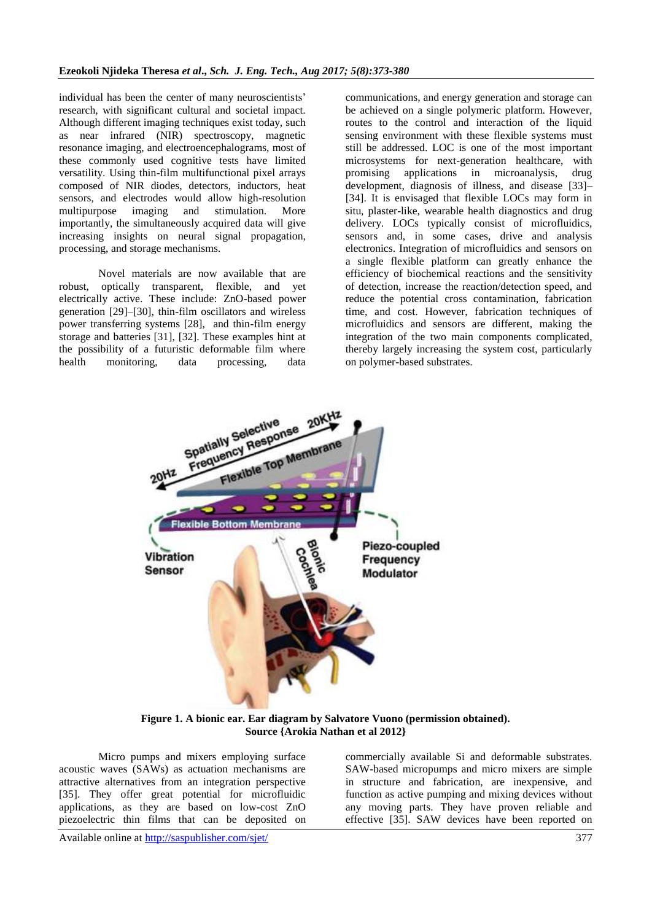individual has been the center of many neuroscientists' research, with significant cultural and societal impact. Although different imaging techniques exist today, such as near infrared (NIR) spectroscopy, magnetic resonance imaging, and electroencephalograms, most of these commonly used cognitive tests have limited versatility. Using thin-film multifunctional pixel arrays composed of NIR diodes, detectors, inductors, heat sensors, and electrodes would allow high-resolution multipurpose imaging and stimulation. More importantly, the simultaneously acquired data will give increasing insights on neural signal propagation, processing, and storage mechanisms.

Novel materials are now available that are robust, optically transparent, flexible, and yet electrically active. These include: ZnO-based power generation [29]–[30], thin-film oscillators and wireless power transferring systems [28], and thin-film energy storage and batteries [31], [32]. These examples hint at the possibility of a futuristic deformable film where health monitoring, data processing, data communications, and energy generation and storage can be achieved on a single polymeric platform. However, routes to the control and interaction of the liquid sensing environment with these flexible systems must still be addressed. LOC is one of the most important microsystems for next-generation healthcare, with promising applications in microanalysis, drug development, diagnosis of illness, and disease [33]–[34]. It is envisaged that flexible LOCs may form in situ, plaster-like, wearable health diagnostics and drug delivery. LOCs typically consist of microfluidics, sensors and, in some cases, drive and analysis electronics. Integration of microfluidics and sensors on a single flexible platform can greatly enhance the efficiency of biochemical reactions and the sensitivity of detection, increase the reaction/detection speed, and reduce the potential cross contamination, fabrication time, and cost. However, fabrication techniques of microfluidics and sensors are different, making the integration of the two main components complicated, thereby largely increasing the system cost, particularly on polymer-based substrates.

**Figure 1. A bionic ear. Ear diagram by Salvatore Vuono (permission obtained). Source {Arokia Nathan et al 2012}**

Micro pumps and mixers employing surface acoustic waves (SAWs) as actuation mechanisms are attractive alternatives from an integration perspective [35]. They offer great potential for microfluidic applications, as they are based on low-cost ZnO piezoelectric thin films that can be deposited on commercially available Si and deformable substrates. SAW-based micropumps and micro mixers are simple in structure and fabrication, are inexpensive, and function as active pumping and mixing devices without any moving parts. They have proven reliable and effective [35]. SAW devices have been reported on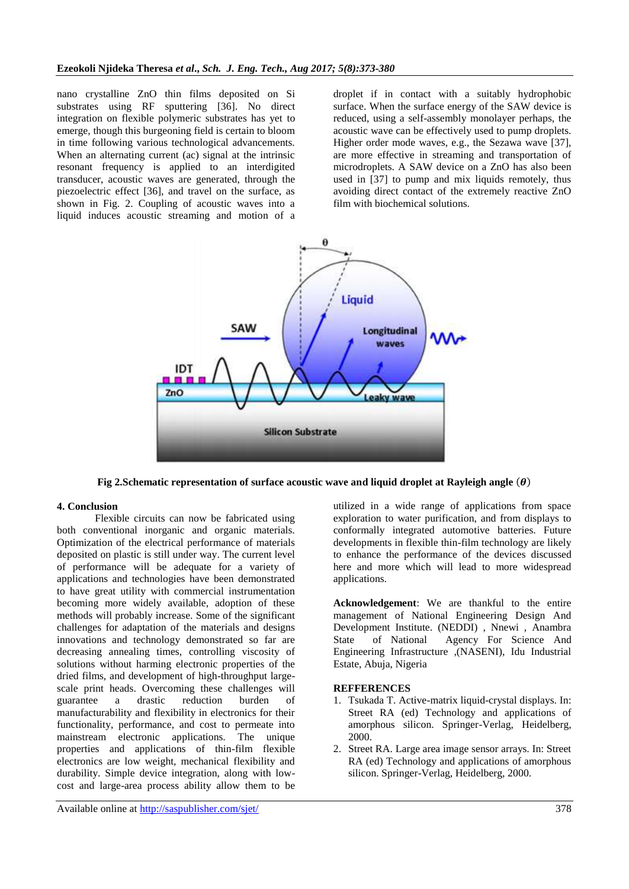nano crystalline ZnO thin films deposited on Si substrates using RF sputtering [36]. No direct integration on flexible polymeric substrates has yet to emerge, though this burgeoning field is certain to bloom in time following various technological advancements. When an alternating current (ac) signal at the intrinsic resonant frequency is applied to an interdigited transducer, acoustic waves are generated, through the piezoelectric effect [36], and travel on the surface, as shown in Fig. 2. Coupling of acoustic waves into a liquid induces acoustic streaming and motion of a droplet if in contact with a suitably hydrophobic surface. When the surface energy of the SAW device is reduced, using a self-assembly monolayer perhaps, the acoustic wave can be effectively used to pump droplets. Higher order mode waves, e.g., the Sezawa wave [37], are more effective in streaming and transportation of microdroplets. A SAW device on a ZnO has also been used in [37] to pump and mix liquids remotely, thus avoiding direct contact of the extremely reactive ZnO film with biochemical solutions.

**Fig 2.Schematic representation of surface acoustic wave and liquid droplet at Rayleigh angle ($\theta$)**

## 4. Conclusion

Flexible circuits can now be fabricated using both conventional inorganic and organic materials. Optimization of the electrical performance of materials deposited on plastic is still under way. The current level of performance will be adequate for a variety of applications and technologies have been demonstrated to have great utility with commercial instrumentation becoming more widely available, adoption of these methods will probably increase. Some of the significant challenges for adaptation of the materials and designs innovations and technology demonstrated so far are decreasing annealing times, controlling viscosity of solutions without harming electronic properties of the dried films, and development of high-throughput large-scale print heads. Overcoming these challenges will guarantee a drastic reduction burden of manufacturability and flexibility in electronics for their functionality, performance, and cost to permeate into mainstream electronic applications. The unique properties and applications of thin-film flexible electronics are low weight, mechanical flexibility and durability. Simple device integration, along with low-cost and large-area process ability allow them to be utilized in a wide range of applications from space exploration to water purification, and from displays to conformally integrated automotive batteries. Future developments in flexible thin-film technology are likely to enhance the performance of the devices discussed here and more which will lead to more widespread applications.

**Acknowledgement**: We are thankful to the entire management of National Engineering Design And Development Institute. (NEDDI) , Nnewi , Anambra State of National Agency For Science And Engineering Infrastructure ,(NASENI), Idu Industrial Estate, Abuja, Nigeria

## REFFERENCES

1. Tsukada T. Active-matrix liquid-crystal displays. In: Street RA (ed) Technology and applications of amorphous silicon. Springer-Verlag, Heidelberg, 2000.
2. Street RA. Large area image sensor arrays. In: Street RA (ed) Technology and applications of amorphous silicon. Springer-Verlag, Heidelberg, 2000.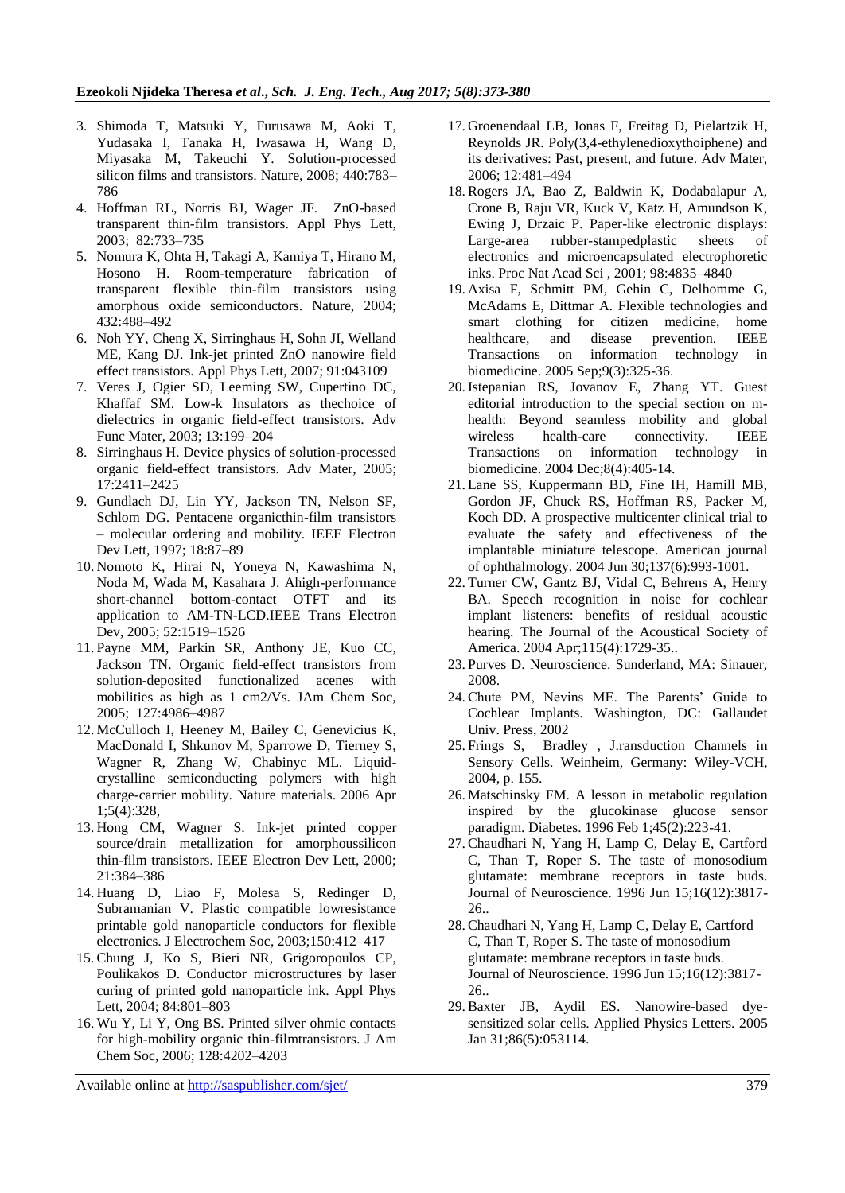3. Shimoda T, Matsuki Y, Furusawa M, Aoki T, Yudasaka I, Tanaka H, Iwasawa H, Wang D, Miyasaka M, Takeuchi Y. Solution-processed silicon films and transistors. Nature, 2008; 440:783–786
4. Hoffman RL, Norris BJ, Wager JF. ZnO-based transparent thin-film transistors. Appl Phys Lett, 2003; 82:733–735
5. Nomura K, Ohta H, Takagi A, Kamiya T, Hirano M, Hosono H. Room-temperature fabrication of transparent flexible thin-film transistors using amorphous oxide semiconductors. Nature, 2004; 432:488–492
6. Noh YY, Cheng X, Sirringhaus H, Sohn JI, Welland ME, Kang DJ. Ink-jet printed ZnO nanowire field effect transistors. Appl Phys Lett, 2007; 91:043109
7. Veres J, Ogier SD, Leeming SW, Cupertino DC, Khaffaf SM. Low-k Insulators as thechoice of dielectrics in organic field-effect transistors. Adv Func Mater, 2003; 13:199–204
8. Sirringhaus H. Device physics of solution-processed organic field-effect transistors. Adv Mater, 2005; 17:2411–2425
9. Gundlach DJ, Lin YY, Jackson TN, Nelson SF, Schlom DG. Pentacene organicthin-film transistors – molecular ordering and mobility. IEEE Electron Dev Lett, 1997; 18:87–89
10. Nomoto K, Hirai N, Yoneya N, Kawashima N, Noda M, Wada M, Kasahara J. Ahigh-performance short-channel bottom-contact OTFT and its application to AM-TN-LCD.IEEE Trans Electron Dev, 2005; 52:1519–1526
11. Payne MM, Parkin SR, Anthony JE, Kuo CC, Jackson TN. Organic field-effect transistors from solution-deposited functionalized acenes with mobilities as high as 1 cm2/Vs. JAm Chem Soc, 2005; 127:4986–4987
12. McCulloch I, Heeney M, Bailey C, Genevicius K, MacDonald I, Shkunov M, Sparrowe D, Tierney S, Wagner R, Zhang W, Chabinyc ML. Liquid-crystalline semiconducting polymers with high charge-carrier mobility. Nature materials. 2006 Apr 1;5(4):328,
13. Hong CM, Wagner S. Ink-jet printed copper source/drain metallization for amorphoussilicon thin-film transistors. IEEE Electron Dev Lett, 2000; 21:384–386
14. Huang D, Liao F, Molesa S, Redinger D, Subramanian V. Plastic compatible lowresistance printable gold nanoparticle conductors for flexible electronics. J Electrochem Soc, 2003;150:412–417
15. Chung J, Ko S, Bieri NR, Grigoropoulos CP, Poulikakos D. Conductor microstructures by laser curing of printed gold nanoparticle ink. Appl Phys Lett, 2004; 84:801–803
16. Wu Y, Li Y, Ong BS. Printed silver ohmic contacts for high-mobility organic thin-filmtransistors. J Am Chem Soc, 2006; 128:4202–4203
17. Groenendaal LB, Jonas F, Freitag D, Pielartzik H, Reynolds JR. Poly(3,4-ethylenedioxythoiphene) and its derivatives: Past, present, and future. Adv Mater, 2006; 12:481–494
18. Rogers JA, Bao Z, Baldwin K, Dodabalapur A, Crone B, Raju VR, Kuck V, Katz H, Amundson K, Ewing J, Drzaic P. Paper-like electronic displays: Large-area rubber-stampedplastic sheets of electronics and microencapsulated electrophoretic inks. Proc Nat Acad Sci , 2001; 98:4835–4840
19. Axisa F, Schmitt PM, Gehin C, Delhomme G, McAdams E, Dittmar A. Flexible technologies and smart clothing for citizen medicine, home healthcare, and disease prevention. IEEE Transactions on information technology in biomedicine. 2005 Sep;9(3):325-36.
20. Istepanian RS, Jovanov E, Zhang YT. Guest editorial introduction to the special section on m-health: Beyond seamless mobility and global wireless health-care connectivity. IEEE Transactions on information technology in biomedicine. 2004 Dec;8(4):405-14.
21. Lane SS, Kuppermann BD, Fine IH, Hamill MB, Gordon JF, Chuck RS, Hoffman RS, Packer M, Koch DD. A prospective multicenter clinical trial to evaluate the safety and effectiveness of the implantable miniature telescope. American journal of ophthalmology. 2004 Jun 30;137(6):993-1001.
22. Turner CW, Gantz BJ, Vidal C, Behrens A, Henry BA. Speech recognition in noise for cochlear implant listeners: benefits of residual acoustic hearing. The Journal of the Acoustical Society of America. 2004 Apr;115(4):1729-35..
23. Purves D. Neuroscience. Sunderland, MA: Sinauer, 2008.
24. Chute PM, Nevins ME. The Parents' Guide to Cochlear Implants. Washington, DC: Gallaudet Univ. Press, 2002
25. Frings S, Bradley , J.ransduction Channels in Sensory Cells. Weinheim, Germany: Wiley-VCH, 2004, p. 155.
26. Matschinsky FM. A lesson in metabolic regulation inspired by the glucokinase glucose sensor paradigm. Diabetes. 1996 Feb 1;45(2):223-41.
27. Chaudhari N, Yang H, Lamp C, Delay E, Cartford C, Than T, Roper S. The taste of monosodium glutamate: membrane receptors in taste buds. Journal of Neuroscience. 1996 Jun 15;16(12):3817-26..
28. Chaudhari N, Yang H, Lamp C, Delay E, Cartford C, Than T, Roper S. The taste of monosodium glutamate: membrane receptors in taste buds. Journal of Neuroscience. 1996 Jun 15;16(12):3817-26..
29. Baxter JB, Aydil ES. Nanowire-based dye-sensitized solar cells. Applied Physics Letters. 2005 Jan 31;86(5):053114.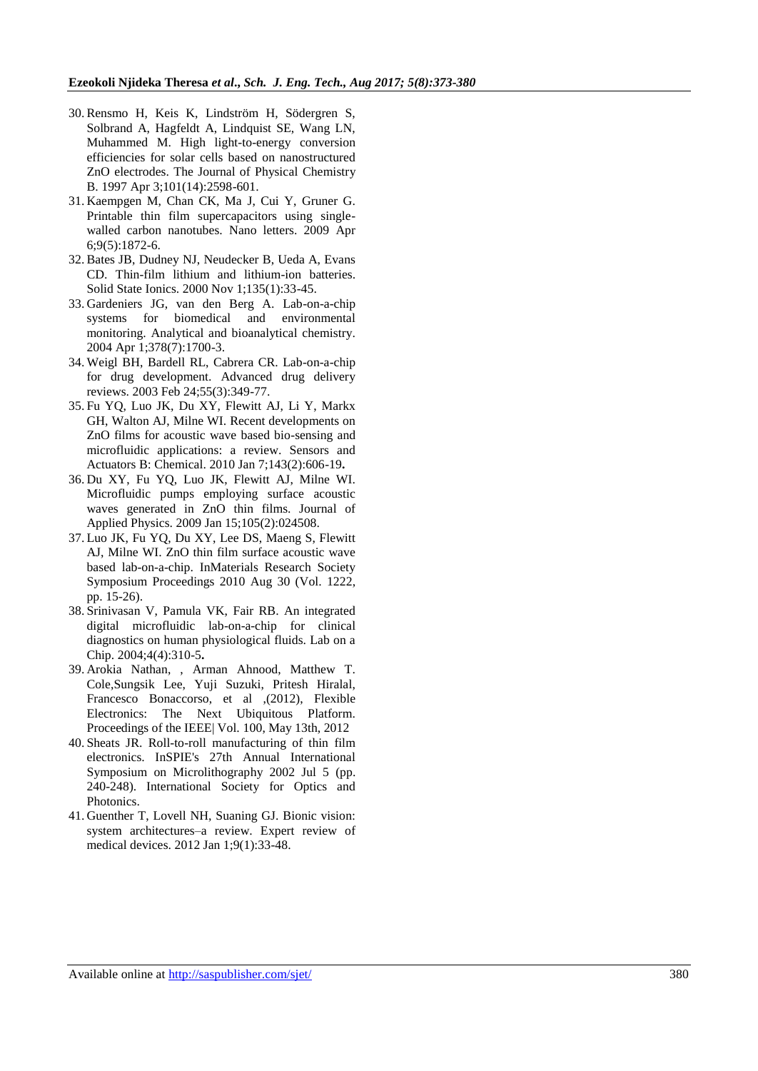30. Rensmo H, Keis K, Lindström H, Södergren S, Solbrand A, Hagfeldt A, Lindquist SE, Wang LN, Muhammed M. High light-to-energy conversion efficiencies for solar cells based on nanostructured ZnO electrodes. The Journal of Physical Chemistry B. 1997 Apr 3;101(14):2598-601.
31. Kaempgen M, Chan CK, Ma J, Cui Y, Gruner G. Printable thin film supercapacitors using single-walled carbon nanotubes. Nano letters. 2009 Apr 6;9(5):1872-6.
32. Bates JB, Dudney NJ, Neudecker B, Ueda A, Evans CD. Thin-film lithium and lithium-ion batteries. Solid State Ionics. 2000 Nov 1;135(1):33-45.
33. Gardeniers JG, van den Berg A. Lab-on-a-chip systems for biomedical and environmental monitoring. Analytical and bioanalytical chemistry. 2004 Apr 1;378(7):1700-3.
34. Weigl BH, Bardell RL, Cabrera CR. Lab-on-a-chip for drug development. Advanced drug delivery reviews. 2003 Feb 24;55(3):349-77.
35. Fu YQ, Luo JK, Du XY, Flewitt AJ, Li Y, Markx GH, Walton AJ, Milne WI. Recent developments on ZnO films for acoustic wave based bio-sensing and microfluidic applications: a review. Sensors and Actuators B: Chemical. 2010 Jan 7;143(2):606-19**.**
36. Du XY, Fu YQ, Luo JK, Flewitt AJ, Milne WI. Microfluidic pumps employing surface acoustic waves generated in ZnO thin films. Journal of Applied Physics. 2009 Jan 15;105(2):024508.
37. Luo JK, Fu YQ, Du XY, Lee DS, Maeng S, Flewitt AJ, Milne WI. ZnO thin film surface acoustic wave based lab-on-a-chip. InMaterials Research Society Symposium Proceedings 2010 Aug 30 (Vol. 1222, pp. 15-26).
38. Srinivasan V, Pamula VK, Fair RB. An integrated digital microfluidic lab-on-a-chip for clinical diagnostics on human physiological fluids. Lab on a Chip. 2004;4(4):310-5**.**
39. Arokia Nathan, , Arman Ahnood, Matthew T. Cole,Sungsik Lee, Yuji Suzuki, Pritesh Hiralal, Francesco Bonaccorso, et al ,(2012), Flexible Electronics: The Next Ubiquitous Platform. Proceedings of the IEEE| Vol. 100, May 13th, 2012
40. Sheats JR. Roll-to-roll manufacturing of thin film electronics. InSPIE's 27th Annual International Symposium on Microlithography 2002 Jul 5 (pp. 240-248). International Society for Optics and Photonics.
41. Guenther T, Lovell NH, Suaning GJ. Bionic vision: system architectures–a review. Expert review of medical devices. 2012 Jan 1;9(1):33-48.